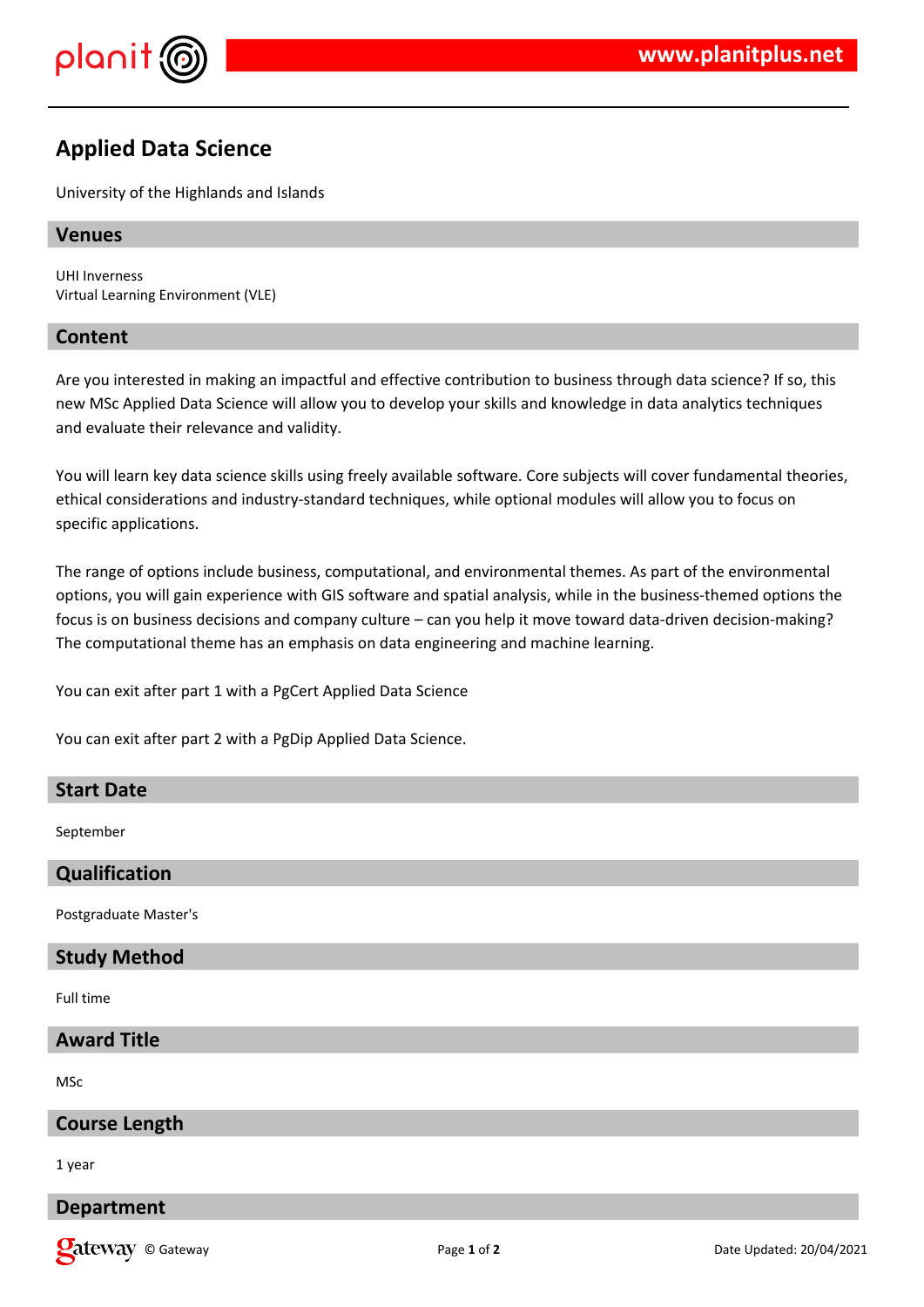# Applied Data Science

University of the Highlands and Islands

## Venues

UHI Inverness
Virtual Learning Environment (VLE)

## Content

Are you interested in making an impactful and effective contribution to business through data science? If so, this new MSc Applied Data Science will allow you to develop your skills and knowledge in data analytics techniques and evaluate their relevance and validity.

You will learn key data science skills using freely available software. Core subjects will cover fundamental theories, ethical considerations and industry-standard techniques, while optional modules will allow you to focus on specific applications.

The range of options include business, computational, and environmental themes. As part of the environmental options, you will gain experience with GIS software and spatial analysis, while in the business-themed options the focus is on business decisions and company culture – can you help it move toward data-driven decision-making? The computational theme has an emphasis on data engineering and machine learning.

You can exit after part 1 with a PgCert Applied Data Science

You can exit after part 2 with a PgDip Applied Data Science.

## Start Date

September

## Qualification

Postgraduate Master's

## Study Method

Full time

## Award Title

MSc

## Course Length

1 year

## Department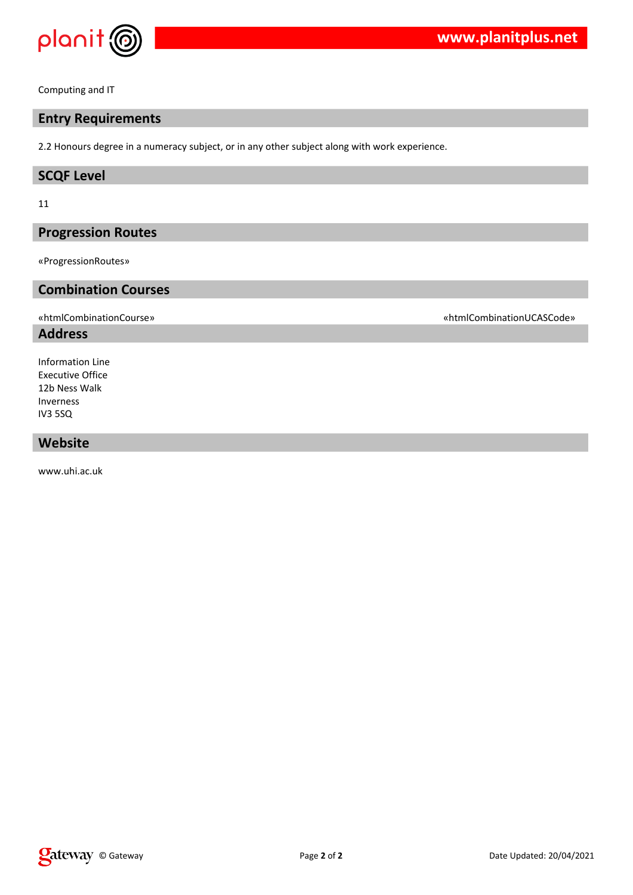Computing and IT

## Entry Requirements

2.2 Honours degree in a numeracy subject, or in any other subject along with work experience.

## SCQF Level

11

## Progression Routes

«ProgressionRoutes»

## Combination Courses

«htmlCombinationCourse» «htmlCombinationUCASCode»

## Address

Information Line
Executive Office
12b Ness Walk
Inverness
IV3 5SQ

## Website

www.uhi.ac.uk